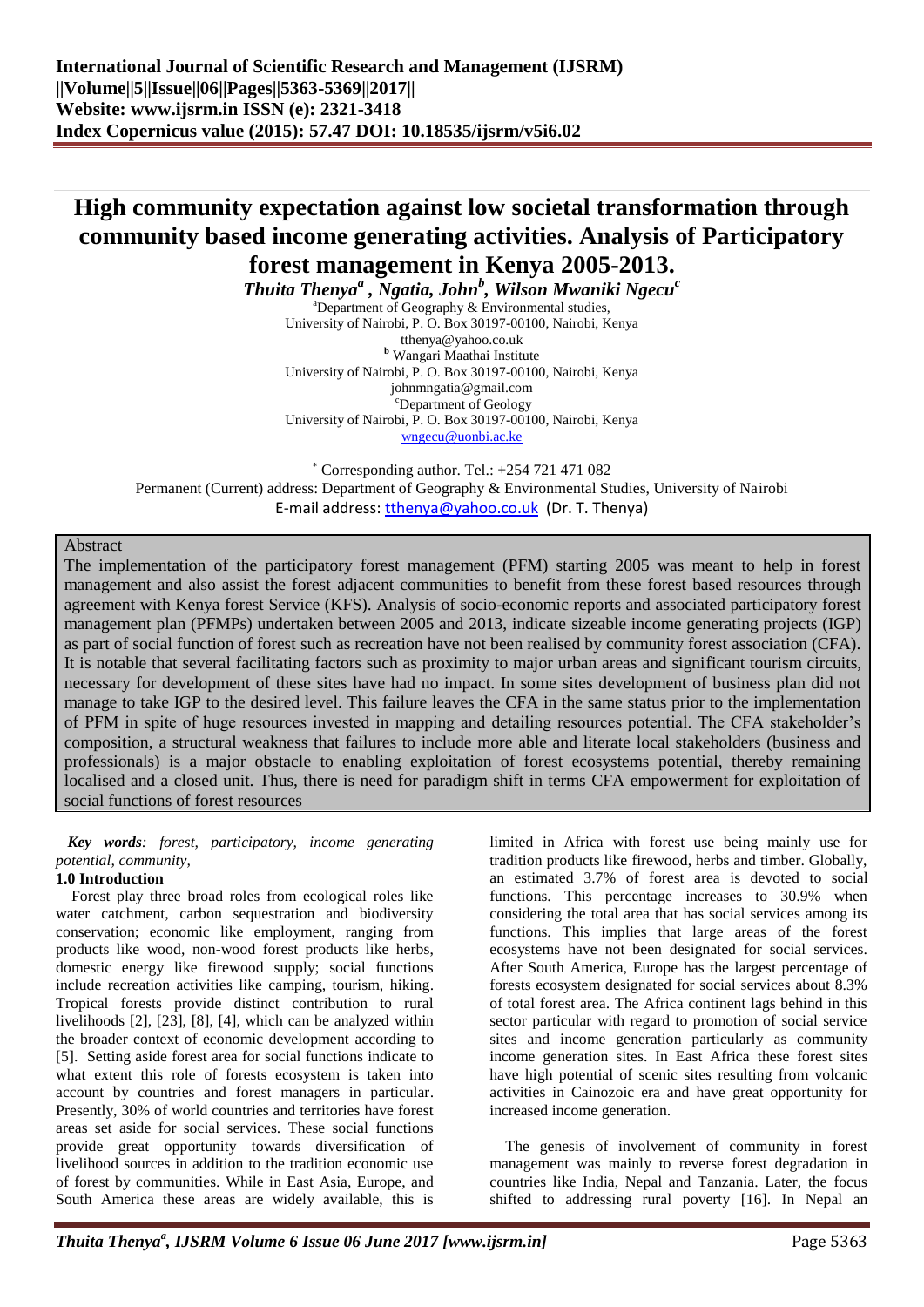# High community expectation against low societal transformation through community based income generating activities. Analysis of Participatory forest management in Kenya 2005-2013.

***Thuita Thenya[a], Ngatia, John[b], Wilson Mwaniki Ngecu[c]***

[a]Department of Geography & Environmental studies,
University of Nairobi, P. O. Box 30197-00100, Nairobi, Kenya
tthenya@yahoo.co.uk

[b] Wangari Maathai Institute
University of Nairobi, P. O. Box 30197-00100, Nairobi, Kenya
johnmngatia@gmail.com

[c]Department of Geology
University of Nairobi, P. O. Box 30197-00100, Nairobi, Kenya
wngecu@uonbi.ac.ke

[*] Corresponding author. Tel.: +254 721 471 082
Permanent (Current) address: Department of Geography & Environmental Studies, University of Nairobi
E-mail address: tthenya@yahoo.co.uk (Dr. T. Thenya)

## Abstract

The implementation of the participatory forest management (PFM) starting 2005 was meant to help in forest management and also assist the forest adjacent communities to benefit from these forest based resources through agreement with Kenya forest Service (KFS). Analysis of socio-economic reports and associated participatory forest management plan (PFMPs) undertaken between 2005 and 2013, indicate sizeable income generating projects (IGP) as part of social function of forest such as recreation have not been realised by community forest association (CFA). It is notable that several facilitating factors such as proximity to major urban areas and significant tourism circuits, necessary for development of these sites have had no impact. In some sites development of business plan did not manage to take IGP to the desired level. This failure leaves the CFA in the same status prior to the implementation of PFM in spite of huge resources invested in mapping and detailing resources potential. The CFA stakeholder's composition, a structural weakness that failures to include more able and literate local stakeholders (business and professionals) is a major obstacle to enabling exploitation of forest ecosystems potential, thereby remaining localised and a closed unit. Thus, there is need for paradigm shift in terms CFA empowerment for exploitation of social functions of forest resources

***Key words****: forest, participatory, income generating potential, community,*

## 1.0 Introduction

Forest play three broad roles from ecological roles like water catchment, carbon sequestration and biodiversity conservation; economic like employment, ranging from products like wood, non-wood forest products like herbs, domestic energy like firewood supply; social functions include recreation activities like camping, tourism, hiking. Tropical forests provide distinct contribution to rural livelihoods [2], [23], [8], [4], which can be analyzed within the broader context of economic development according to [5]. Setting aside forest area for social functions indicate to what extent this role of forests ecosystem is taken into account by countries and forest managers in particular. Presently, 30% of world countries and territories have forest areas set aside for social services. These social functions provide great opportunity towards diversification of livelihood sources in addition to the tradition economic use of forest by communities. While in East Asia, Europe, and South America these areas are widely available, this is limited in Africa with forest use being mainly use for tradition products like firewood, herbs and timber. Globally, an estimated 3.7% of forest area is devoted to social functions. This percentage increases to 30.9% when considering the total area that has social services among its functions. This implies that large areas of the forest ecosystems have not been designated for social services. After South America, Europe has the largest percentage of forests ecosystem designated for social services about 8.3% of total forest area. The Africa continent lags behind in this sector particular with regard to promotion of social service sites and income generation particularly as community income generation sites. In East Africa these forest sites have high potential of scenic sites resulting from volcanic activities in Cainozoic era and have great opportunity for increased income generation.

The genesis of involvement of community in forest management was mainly to reverse forest degradation in countries like India, Nepal and Tanzania. Later, the focus shifted to addressing rural poverty [16]. In Nepal an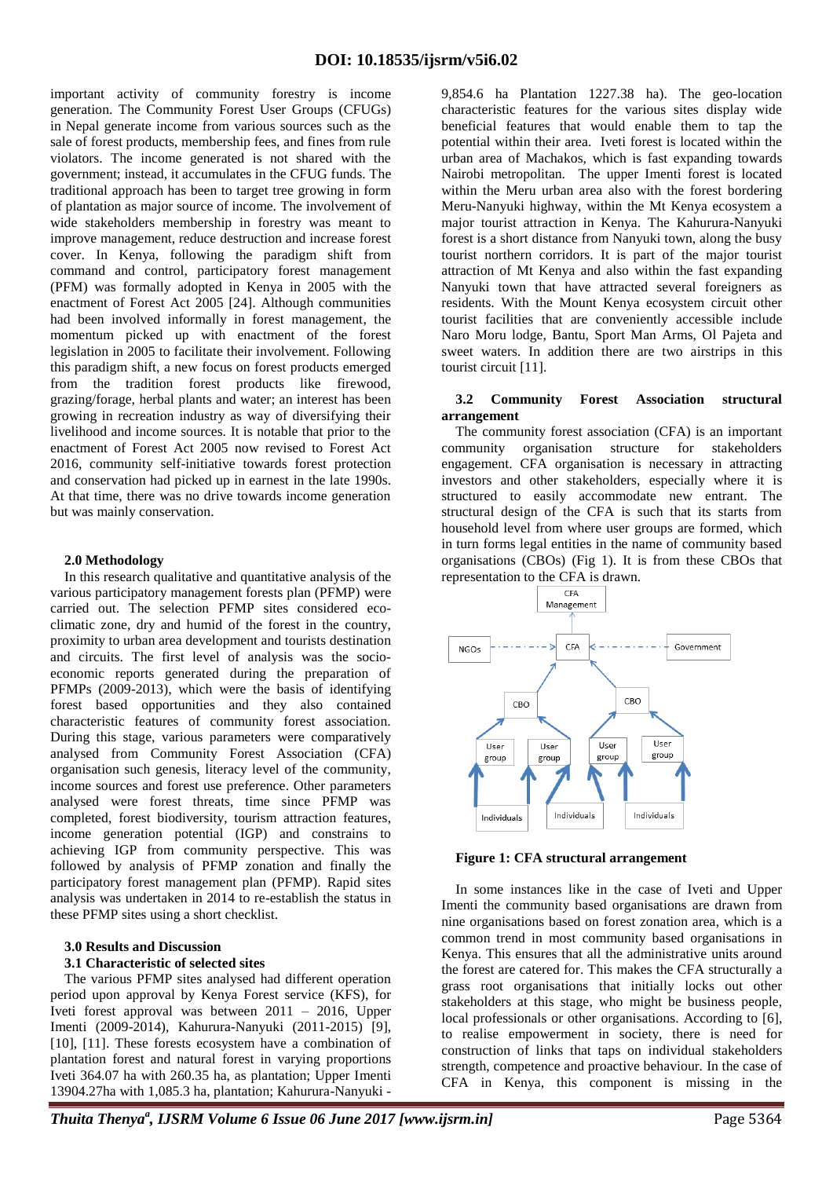important activity of community forestry is income generation. The Community Forest User Groups (CFUGs) in Nepal generate income from various sources such as the sale of forest products, membership fees, and fines from rule violators. The income generated is not shared with the government; instead, it accumulates in the CFUG funds. The traditional approach has been to target tree growing in form of plantation as major source of income. The involvement of wide stakeholders membership in forestry was meant to improve management, reduce destruction and increase forest cover. In Kenya, following the paradigm shift from command and control, participatory forest management (PFM) was formally adopted in Kenya in 2005 with the enactment of Forest Act 2005 [24]. Although communities had been involved informally in forest management, the momentum picked up with enactment of the forest legislation in 2005 to facilitate their involvement. Following this paradigm shift, a new focus on forest products emerged from the tradition forest products like firewood, grazing/forage, herbal plants and water; an interest has been growing in recreation industry as way of diversifying their livelihood and income sources. It is notable that prior to the enactment of Forest Act 2005 now revised to Forest Act 2016, community self-initiative towards forest protection and conservation had picked up in earnest in the late 1990s. At that time, there was no drive towards income generation but was mainly conservation.

## 2.0 Methodology

In this research qualitative and quantitative analysis of the various participatory management forests plan (PFMP) were carried out. The selection PFMP sites considered eco-climatic zone, dry and humid of the forest in the country, proximity to urban area development and tourists destination and circuits. The first level of analysis was the socio-economic reports generated during the preparation of PFMPs (2009-2013), which were the basis of identifying forest based opportunities and they also contained characteristic features of community forest association. During this stage, various parameters were comparatively analysed from Community Forest Association (CFA) organisation such genesis, literacy level of the community, income sources and forest use preference. Other parameters analysed were forest threats, time since PFMP was completed, forest biodiversity, tourism attraction features, income generation potential (IGP) and constrains to achieving IGP from community perspective. This was followed by analysis of PFMP zonation and finally the participatory forest management plan (PFMP). Rapid sites analysis was undertaken in 2014 to re-establish the status in these PFMP sites using a short checklist.

## 3.0 Results and Discussion

### 3.1 Characteristic of selected sites

The various PFMP sites analysed had different operation period upon approval by Kenya Forest service (KFS), for Iveti forest approval was between 2011 – 2016, Upper Imenti (2009-2014), Kahurura-Nanyuki (2011-2015) [9], [10], [11]. These forests ecosystem have a combination of plantation forest and natural forest in varying proportions Iveti 364.07 ha with 260.35 ha, as plantation; Upper Imenti 13904.27ha with 1,085.3 ha, plantation; Kahurura-Nanyuki - 9,854.6 ha Plantation 1227.38 ha). The geo-location characteristic features for the various sites display wide beneficial features that would enable them to tap the potential within their area. Iveti forest is located within the urban area of Machakos, which is fast expanding towards Nairobi metropolitan. The upper Imenti forest is located within the Meru urban area also with the forest bordering Meru-Nanyuki highway, within the Mt Kenya ecosystem a major tourist attraction in Kenya. The Kahurura-Nanyuki forest is a short distance from Nanyuki town, along the busy tourist northern corridors. It is part of the major tourist attraction of Mt Kenya and also within the fast expanding Nanyuki town that have attracted several foreigners as residents. With the Mount Kenya ecosystem circuit other tourist facilities that are conveniently accessible include Naro Moru lodge, Bantu, Sport Man Arms, Ol Pajeta and sweet waters. In addition there are two airstrips in this tourist circuit [11].

### 3.2 Community Forest Association structural arrangement

The community forest association (CFA) is an important community organisation structure for stakeholders engagement. CFA organisation is necessary in attracting investors and other stakeholders, especially where it is structured to easily accommodate new entrant. The structural design of the CFA is such that its starts from household level from where user groups are formed, which in turn forms legal entities in the name of community based organisations (CBOs) (Fig 1). It is from these CBOs that representation to the CFA is drawn.

**Figure 1: CFA structural arrangement**

In some instances like in the case of Iveti and Upper Imenti the community based organisations are drawn from nine organisations based on forest zonation area, which is a common trend in most community based organisations in Kenya. This ensures that all the administrative units around the forest are catered for. This makes the CFA structurally a grass root organisations that initially locks out other stakeholders at this stage, who might be business people, local professionals or other organisations. According to [6], to realise empowerment in society, there is need for construction of links that taps on individual stakeholders strength, competence and proactive behaviour. In the case of CFA in Kenya, this component is missing in the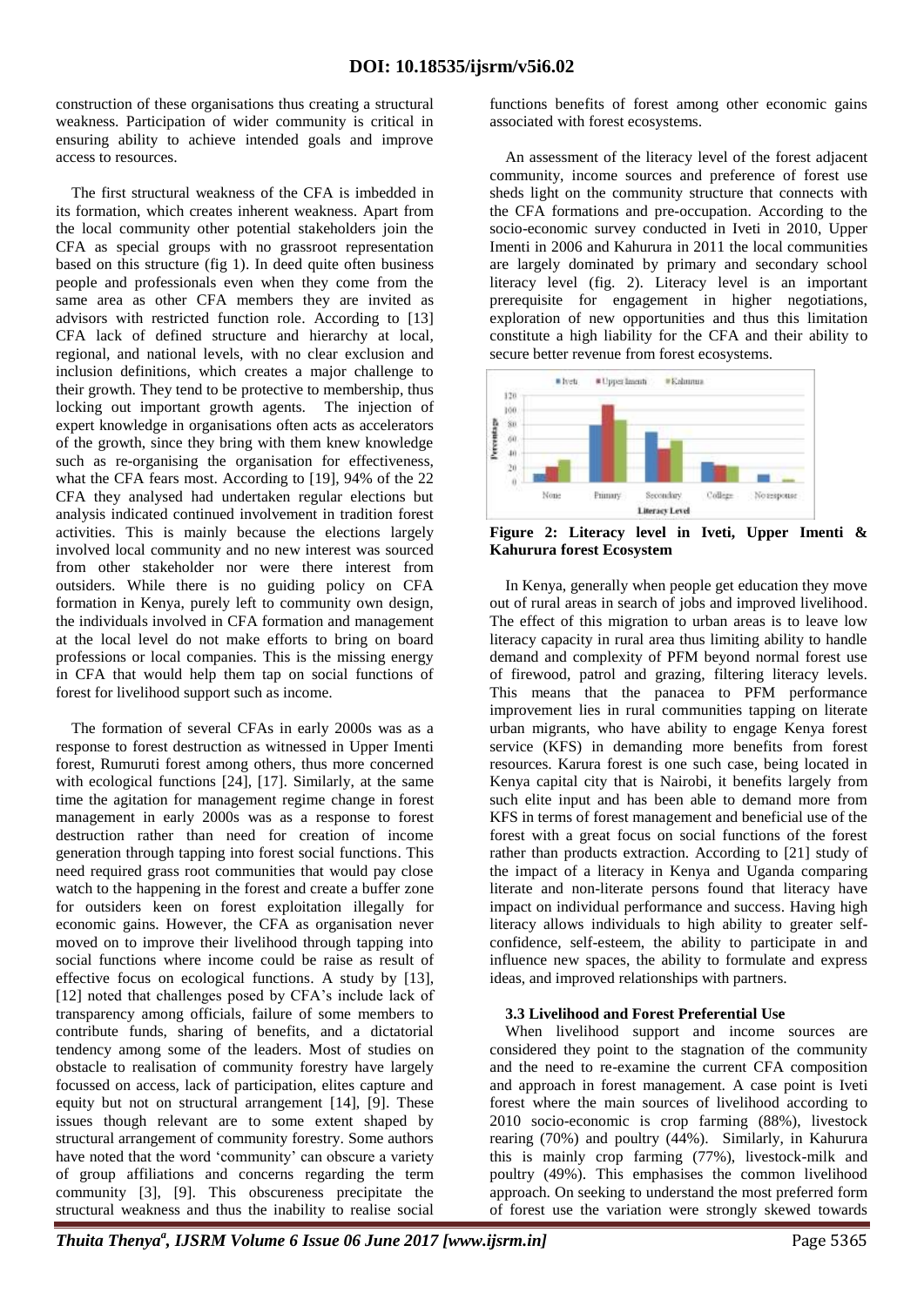construction of these organisations thus creating a structural weakness. Participation of wider community is critical in ensuring ability to achieve intended goals and improve access to resources.

The first structural weakness of the CFA is imbedded in its formation, which creates inherent weakness. Apart from the local community other potential stakeholders join the CFA as special groups with no grassroot representation based on this structure (fig 1). In deed quite often business people and professionals even when they come from the same area as other CFA members they are invited as advisors with restricted function role. According to [13] CFA lack of defined structure and hierarchy at local, regional, and national levels, with no clear exclusion and inclusion definitions, which creates a major challenge to their growth. They tend to be protective to membership, thus locking out important growth agents. The injection of expert knowledge in organisations often acts as accelerators of the growth, since they bring with them knew knowledge such as re-organising the organisation for effectiveness, what the CFA fears most. According to [19], 94% of the 22 CFA they analysed had undertaken regular elections but analysis indicated continued involvement in tradition forest activities. This is mainly because the elections largely involved local community and no new interest was sourced from other stakeholder nor were there interest from outsiders. While there is no guiding policy on CFA formation in Kenya, purely left to community own design, the individuals involved in CFA formation and management at the local level do not make efforts to bring on board professions or local companies. This is the missing energy in CFA that would help them tap on social functions of forest for livelihood support such as income.

The formation of several CFAs in early 2000s was as a response to forest destruction as witnessed in Upper Imenti forest, Rumuruti forest among others, thus more concerned with ecological functions [24], [17]. Similarly, at the same time the agitation for management regime change in forest management in early 2000s was as a response to forest destruction rather than need for creation of income generation through tapping into forest social functions. This need required grass root communities that would pay close watch to the happening in the forest and create a buffer zone for outsiders keen on forest exploitation illegally for economic gains. However, the CFA as organisation never moved on to improve their livelihood through tapping into social functions where income could be raise as result of effective focus on ecological functions. A study by [13], [12] noted that challenges posed by CFA's include lack of transparency among officials, failure of some members to contribute funds, sharing of benefits, and a dictatorial tendency among some of the leaders. Most of studies on obstacle to realisation of community forestry have largely focussed on access, lack of participation, elites capture and equity but not on structural arrangement [14], [9]. These issues though relevant are to some extent shaped by structural arrangement of community forestry. Some authors have noted that the word 'community' can obscure a variety of group affiliations and concerns regarding the term community [3], [9]. This obscureness precipitate the structural weakness and thus the inability to realise social functions benefits of forest among other economic gains associated with forest ecosystems.

An assessment of the literacy level of the forest adjacent community, income sources and preference of forest use sheds light on the community structure that connects with the CFA formations and pre-occupation. According to the socio-economic survey conducted in Iveti in 2010, Upper Imenti in 2006 and Kahurura in 2011 the local communities are largely dominated by primary and secondary school literacy level (fig. 2). Literacy level is an important prerequisite for engagement in higher negotiations, exploration of new opportunities and thus this limitation constitute a high liability for the CFA and their ability to secure better revenue from forest ecosystems.

**Figure 2: Literacy level in Iveti, Upper Imenti & Kahurura forest Ecosystem**

In Kenya, generally when people get education they move out of rural areas in search of jobs and improved livelihood. The effect of this migration to urban areas is to leave low literacy capacity in rural area thus limiting ability to handle demand and complexity of PFM beyond normal forest use of firewood, patrol and grazing, filtering literacy levels. This means that the panacea to PFM performance improvement lies in rural communities tapping on literate urban migrants, who have ability to engage Kenya forest service (KFS) in demanding more benefits from forest resources. Karura forest is one such case, being located in Kenya capital city that is Nairobi, it benefits largely from such elite input and has been able to demand more from KFS in terms of forest management and beneficial use of the forest with a great focus on social functions of the forest rather than products extraction. According to [21] study of the impact of a literacy in Kenya and Uganda comparing literate and non-literate persons found that literacy have impact on individual performance and success. Having high literacy allows individuals to high ability to greater self-confidence, self-esteem, the ability to participate in and influence new spaces, the ability to formulate and express ideas, and improved relationships with partners.

### 3.3 Livelihood and Forest Preferential Use

When livelihood support and income sources are considered they point to the stagnation of the community and the need to re-examine the current CFA composition and approach in forest management. A case point is Iveti forest where the main sources of livelihood according to 2010 socio-economic is crop farming (88%), livestock rearing (70%) and poultry (44%). Similarly, in Kahurura this is mainly crop farming (77%), livestock-milk and poultry (49%). This emphasises the common livelihood approach. On seeking to understand the most preferred form of forest use the variation were strongly skewed towards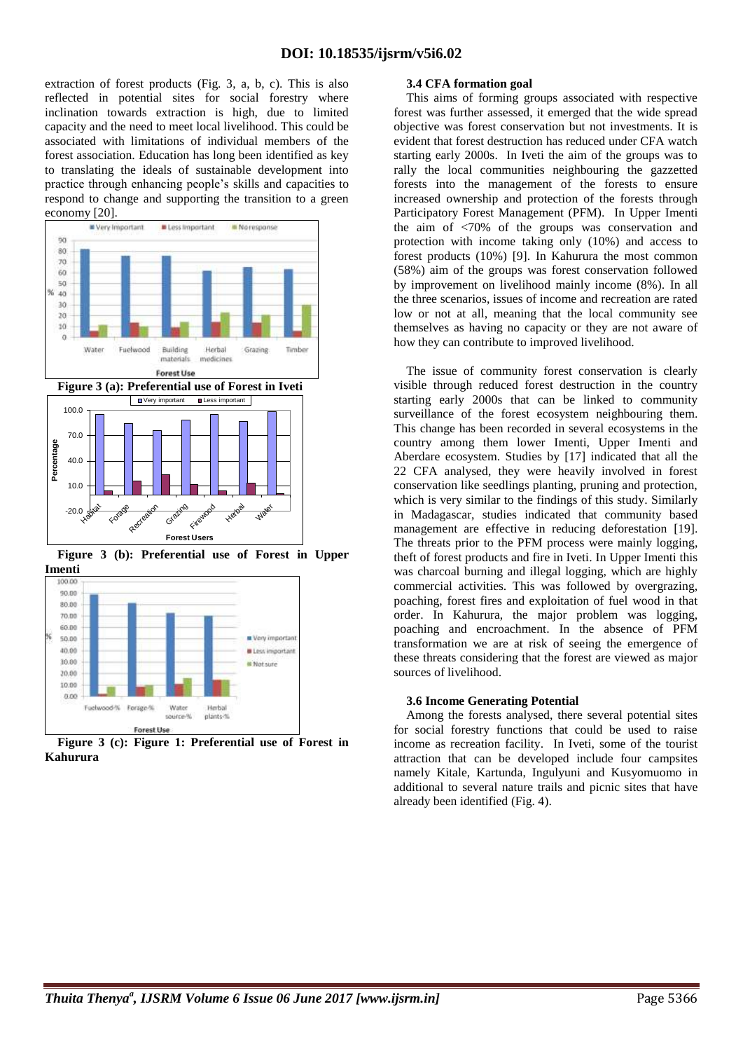extraction of forest products (Fig. 3, a, b, c). This is also reflected in potential sites for social forestry where inclination towards extraction is high, due to limited capacity and the need to meet local livelihood. This could be associated with limitations of individual members of the forest association. Education has long been identified as key to translating the ideals of sustainable development into practice through enhancing people's skills and capacities to respond to change and supporting the transition to a green economy [20].

**Figure 3 (a): Preferential use of Forest in Iveti**

**Figure 3 (b): Preferential use of Forest in Upper Imenti**

**Figure 3 (c): Figure 1: Preferential use of Forest in Kahurura**

### 3.4 CFA formation goal

This aims of forming groups associated with respective forest was further assessed, it emerged that the wide spread objective was forest conservation but not investments. It is evident that forest destruction has reduced under CFA watch starting early 2000s. In Iveti the aim of the groups was to rally the local communities neighbouring the gazzetted forests into the management of the forests to ensure increased ownership and protection of the forests through Participatory Forest Management (PFM). In Upper Imenti the aim of <70% of the groups was conservation and protection with income taking only (10%) and access to forest products (10%) [9]. In Kahurura the most common (58%) aim of the groups was forest conservation followed by improvement on livelihood mainly income (8%). In all the three scenarios, issues of income and recreation are rated low or not at all, meaning that the local community see themselves as having no capacity or they are not aware of how they can contribute to improved livelihood.

The issue of community forest conservation is clearly visible through reduced forest destruction in the country starting early 2000s that can be linked to community surveillance of the forest ecosystem neighbouring them. This change has been recorded in several ecosystems in the country among them lower Imenti, Upper Imenti and Aberdare ecosystem. Studies by [17] indicated that all the 22 CFA analysed, they were heavily involved in forest conservation like seedlings planting, pruning and protection, which is very similar to the findings of this study. Similarly in Madagascar, studies indicated that community based management are effective in reducing deforestation [19]. The threats prior to the PFM process were mainly logging, theft of forest products and fire in Iveti. In Upper Imenti this was charcoal burning and illegal logging, which are highly commercial activities. This was followed by overgrazing, poaching, forest fires and exploitation of fuel wood in that order. In Kahurura, the major problem was logging, poaching and encroachment. In the absence of PFM transformation we are at risk of seeing the emergence of these threats considering that the forest are viewed as major sources of livelihood.

### 3.6 Income Generating Potential

Among the forests analysed, there several potential sites for social forestry functions that could be used to raise income as recreation facility. In Iveti, some of the tourist attraction that can be developed include four campsites namely Kitale, Kartunda, Ingulyuni and Kusyomuomo in additional to several nature trails and picnic sites that have already been identified (Fig. 4).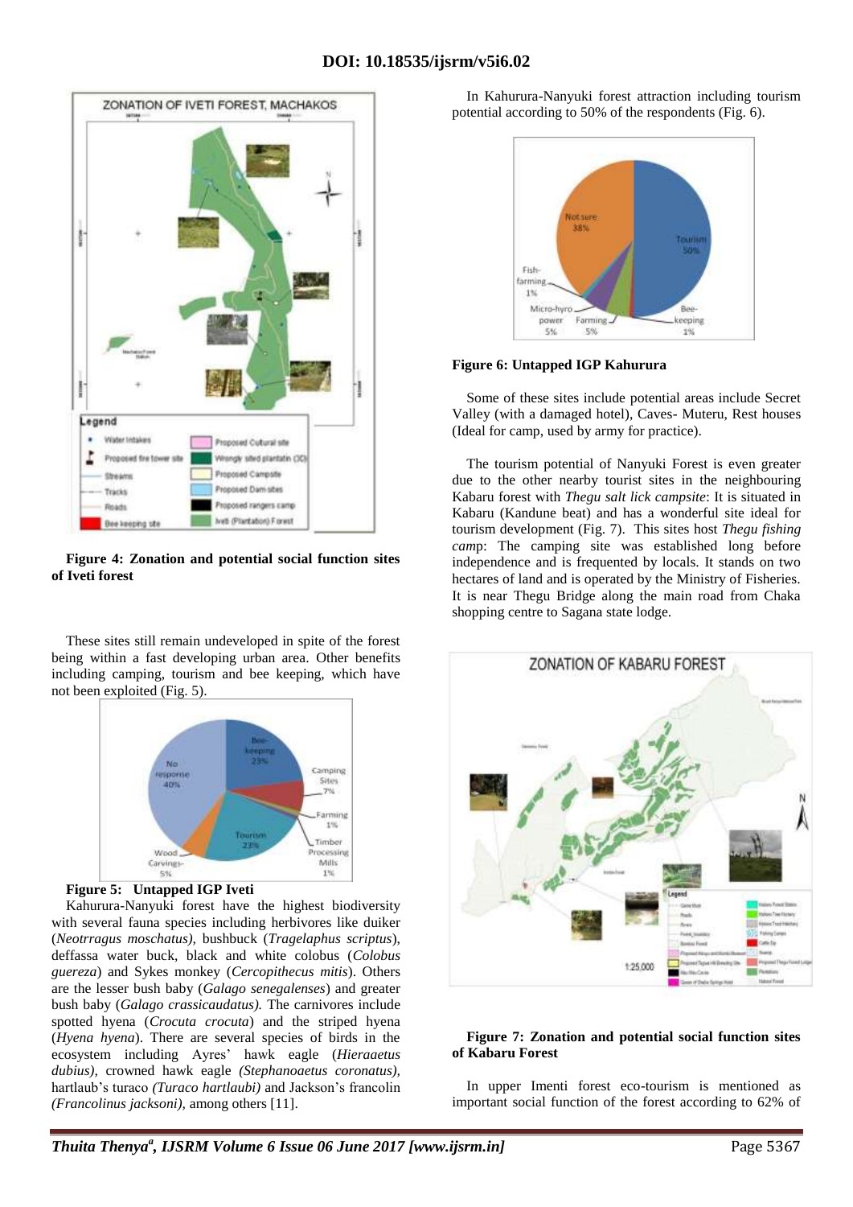**Figure 4: Zonation and potential social function sites of Iveti forest**

These sites still remain undeveloped in spite of the forest being within a fast developing urban area. Other benefits including camping, tourism and bee keeping, which have not been exploited (Fig. 5).

**Figure 5: Untapped IGP Iveti**

Kahurura-Nanyuki forest have the highest biodiversity with several fauna species including herbivores like duiker (*Neotrragus moschatus),* bushbuck (*Tragelaphus scriptus*), deffassa water buck, black and white colobus (*Colobus guereza*) and Sykes monkey (*Cercopithecus mitis*). Others are the lesser bush baby (*Galago senegalenses*) and greater bush baby (*Galago crassicaudatus).* The carnivores include spotted hyena (*Crocuta crocuta*) and the striped hyena (*Hyena hyena*). There are several species of birds in the ecosystem including Ayres' hawk eagle (*Hieraaetus dubius),* crowned hawk eagle *(Stephanoaetus coronatus),* hartlaub's turaco *(Turaco hartlaubi)* and Jackson's francolin *(Francolinus jacksoni),* among others [11].

In Kahurura-Nanyuki forest attraction including tourism potential according to 50% of the respondents (Fig. 6).

**Figure 6: Untapped IGP Kahurura**

Some of these sites include potential areas include Secret Valley (with a damaged hotel), Caves- Muteru, Rest houses (Ideal for camp, used by army for practice).

The tourism potential of Nanyuki Forest is even greater due to the other nearby tourist sites in the neighbouring Kabaru forest with *Thegu salt lick campsite*: It is situated in Kabaru (Kandune beat) and has a wonderful site ideal for tourism development (Fig. 7). This sites host *Thegu fishing camp*: The camping site was established long before independence and is frequented by locals. It stands on two hectares of land and is operated by the Ministry of Fisheries. It is near Thegu Bridge along the main road from Chaka shopping centre to Sagana state lodge.

**Figure 7: Zonation and potential social function sites of Kabaru Forest**

In upper Imenti forest eco-tourism is mentioned as important social function of the forest according to 62% of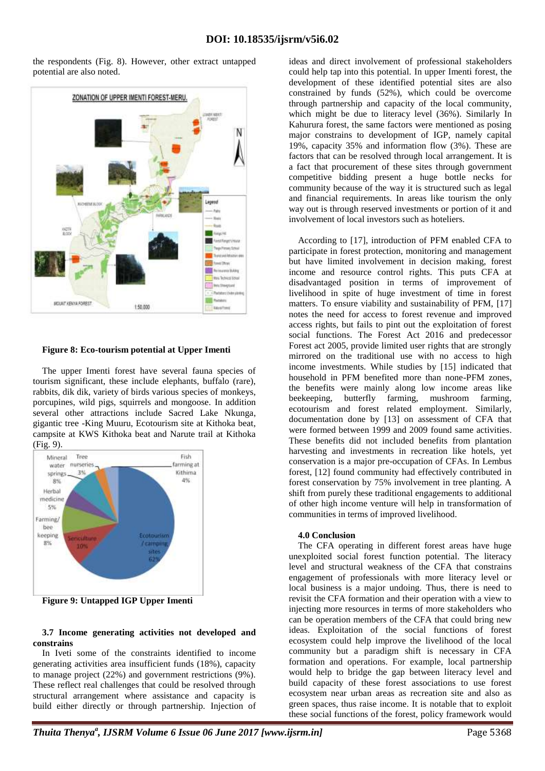the respondents (Fig. 8). However, other extract untapped potential are also noted.

**Figure 8: Eco-tourism potential at Upper Imenti**

The upper Imenti forest have several fauna species of tourism significant, these include elephants, buffalo (rare), rabbits, dik dik, variety of birds various species of monkeys, porcupines, wild pigs, squirrels and mongoose. In addition several other attractions include Sacred Lake Nkunga, gigantic tree -King Muuru, Ecotourism site at Kithoka beat, campsite at KWS Kithoka beat and Narute trail at Kithoka (Fig. 9).

**Figure 9: Untapped IGP Upper Imenti**

### 3.7 Income generating activities not developed and constrains

In Iveti some of the constraints identified to income generating activities area insufficient funds (18%), capacity to manage project (22%) and government restrictions (9%). These reflect real challenges that could be resolved through structural arrangement where assistance and capacity is build either directly or through partnership. Injection of ideas and direct involvement of professional stakeholders could help tap into this potential. In upper Imenti forest, the development of these identified potential sites are also constrained by funds (52%), which could be overcome through partnership and capacity of the local community, which might be due to literacy level (36%). Similarly In Kahurura forest, the same factors were mentioned as posing major constrains to development of IGP, namely capital 19%, capacity 35% and information flow (3%). These are factors that can be resolved through local arrangement. It is a fact that procurement of these sites through government competitive bidding present a huge bottle necks for community because of the way it is structured such as legal and financial requirements. In areas like tourism the only way out is through reserved investments or portion of it and involvement of local investors such as hoteliers.

According to [17], introduction of PFM enabled CFA to participate in forest protection, monitoring and management but have limited involvement in decision making, forest income and resource control rights. This puts CFA at disadvantaged position in terms of improvement of livelihood in spite of huge investment of time in forest matters. To ensure viability and sustainability of PFM, [17] notes the need for access to forest revenue and improved access rights, but fails to pint out the exploitation of forest social functions. The Forest Act 2016 and predecessor Forest act 2005, provide limited user rights that are strongly mirrored on the traditional use with no access to high income investments. While studies by [15] indicated that household in PFM benefited more than none-PFM zones, the benefits were mainly along low income areas like beekeeping, butterfly farming, mushroom farming, ecotourism and forest related employment. Similarly, documentation done by [13] on assessment of CFA that were formed between 1999 and 2009 found same activities. These benefits did not included benefits from plantation harvesting and investments in recreation like hotels, yet conservation is a major pre-occupation of CFAs. In Lembus forest, [12] found community had effectively contributed in forest conservation by 75% involvement in tree planting. A shift from purely these traditional engagements to additional of other high income venture will help in transformation of communities in terms of improved livelihood.

## 4.0 Conclusion

The CFA operating in different forest areas have huge unexploited social forest function potential. The literacy level and structural weakness of the CFA that constrains engagement of professionals with more literacy level or local business is a major undoing. Thus, there is need to revisit the CFA formation and their operation with a view to injecting more resources in terms of more stakeholders who can be operation members of the CFA that could bring new ideas. Exploitation of the social functions of forest ecosystem could help improve the livelihood of the local community but a paradigm shift is necessary in CFA formation and operations. For example, local partnership would help to bridge the gap between literacy level and build capacity of these forest associations to use forest ecosystem near urban areas as recreation site and also as green spaces, thus raise income. It is notable that to exploit these social functions of the forest, policy framework would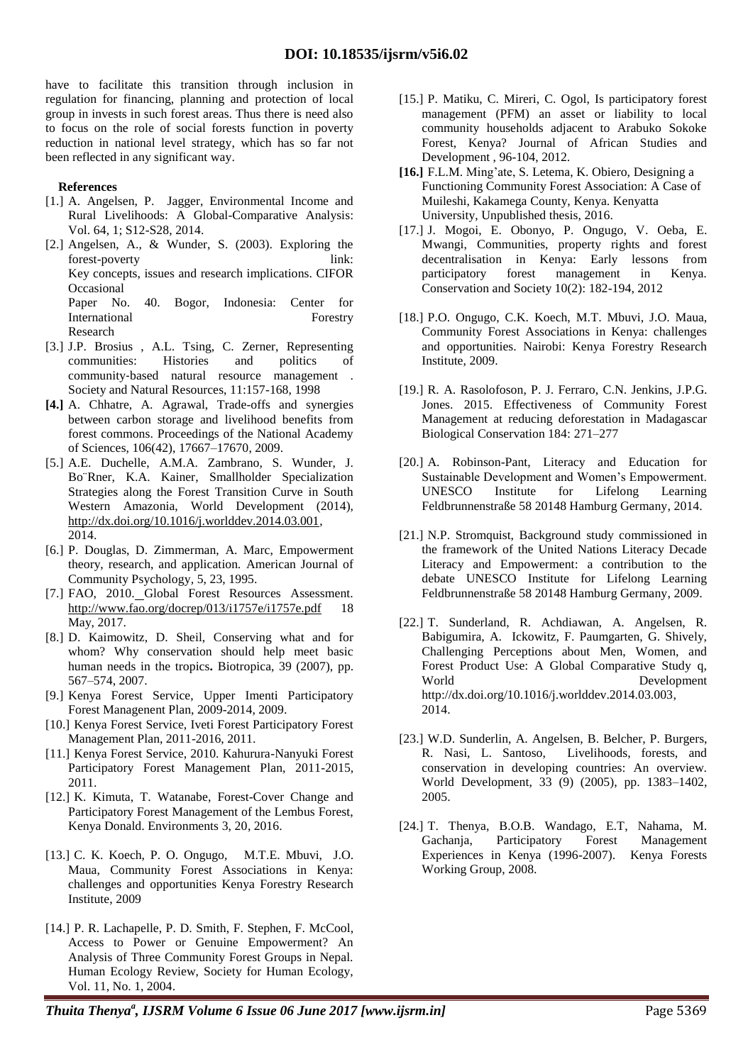have to facilitate this transition through inclusion in regulation for financing, planning and protection of local group in invests in such forest areas. Thus there is need also to focus on the role of social forests function in poverty reduction in national level strategy, which has so far not been reflected in any significant way.

**References**

[1.] A. Angelsen, P. Jagger, Environmental Income and Rural Livelihoods: A Global-Comparative Analysis: Vol. 64, 1; S12-S28, 2014.

[2.] Angelsen, A., & Wunder, S. (2003). Exploring the forest-poverty link: Key concepts, issues and research implications. CIFOR Occasional Paper No. 40. Bogor, Indonesia: Center for International Forestry Research

[3.] J.P. Brosius , A.L. Tsing, C. Zerner, Representing communities: Histories and politics of community-based natural resource management . Society and Natural Resources, 11:157-168, 1998

**[4.]** A. Chhatre, A. Agrawal, Trade-offs and synergies between carbon storage and livelihood benefits from forest commons. Proceedings of the National Academy of Sciences, 106(42), 17667–17670, 2009.

[5.] A.E. Duchelle, A.M.A. Zambrano, S. Wunder, J. Bo¨Rner, K.A. Kainer, Smallholder Specialization Strategies along the Forest Transition Curve in South Western Amazonia, World Development (2014), http://dx.doi.org/10.1016/j.worlddev.2014.03.001, 2014.

[6.] P. Douglas, D. Zimmerman, A. Marc, Empowerment theory, research, and application. American Journal of Community Psychology, 5, 23, 1995.

[7.] FAO, 2010. Global Forest Resources Assessment. http://www.fao.org/docrep/013/i1757e/i1757e.pdf 18 May, 2017.

[8.] D. Kaimowitz, D. Sheil, Conserving what and for whom? Why conservation should help meet basic human needs in the tropics**.** Biotropica, 39 (2007), pp. 567–574, 2007.

[9.] Kenya Forest Service, Upper Imenti Participatory Forest Managenent Plan, 2009-2014, 2009.

[10.] Kenya Forest Service, Iveti Forest Participatory Forest Management Plan, 2011-2016, 2011.

[11.] Kenya Forest Service, 2010. Kahurura-Nanyuki Forest Participatory Forest Management Plan, 2011-2015, 2011.

[12.] K. Kimuta, T. Watanabe, Forest-Cover Change and Participatory Forest Management of the Lembus Forest, Kenya Donald. Environments 3, 20, 2016.

[13.] C. K. Koech, P. O. Ongugo, M.T.E. Mbuvi, J.O. Maua, Community Forest Associations in Kenya: challenges and opportunities Kenya Forestry Research Institute, 2009

[14.] P. R. Lachapelle, P. D. Smith, F. Stephen, F. McCool, Access to Power or Genuine Empowerment? An Analysis of Three Community Forest Groups in Nepal. Human Ecology Review, Society for Human Ecology, Vol. 11, No. 1, 2004.

[15.] P. Matiku, C. Mireri, C. Ogol, Is participatory forest management (PFM) an asset or liability to local community households adjacent to Arabuko Sokoke Forest, Kenya? Journal of African Studies and Development , 96-104, 2012.

**[16.]** F.L.M. Ming'ate, S. Letema, K. Obiero, Designing a Functioning Community Forest Association: A Case of Muileshi, Kakamega County, Kenya. Kenyatta University, Unpublished thesis, 2016.

[17.] J. Mogoi, E. Obonyo, P. Ongugo, V. Oeba, E. Mwangi, Communities, property rights and forest decentralisation in Kenya: Early lessons from participatory forest management in Kenya. Conservation and Society 10(2): 182-194, 2012

[18.] P.O. Ongugo, C.K. Koech, M.T. Mbuvi, J.O. Maua, Community Forest Associations in Kenya: challenges and opportunities. Nairobi: Kenya Forestry Research Institute, 2009.

[19.] R. A. Rasolofoson, P. J. Ferraro, C.N. Jenkins, J.P.G. Jones. 2015. Effectiveness of Community Forest Management at reducing deforestation in Madagascar Biological Conservation 184: 271–277

[20.] A. Robinson-Pant, Literacy and Education for Sustainable Development and Women's Empowerment. UNESCO Institute for Lifelong Learning Feldbrunnenstraße 58 20148 Hamburg Germany, 2014.

[21.] N.P. Stromquist, Background study commissioned in the framework of the United Nations Literacy Decade Literacy and Empowerment: a contribution to the debate UNESCO Institute for Lifelong Learning Feldbrunnenstraße 58 20148 Hamburg Germany, 2009.

[22.] T. Sunderland, R. Achdiawan, A. Angelsen, R. Babigumira, A. Ickowitz, F. Paumgarten, G. Shively, Challenging Perceptions about Men, Women, and Forest Product Use: A Global Comparative Study q, World Development http://dx.doi.org/10.1016/j.worlddev.2014.03.003, 2014.

[23.] W.D. Sunderlin, A. Angelsen, B. Belcher, P. Burgers, R. Nasi, L. Santoso, Livelihoods, forests, and conservation in developing countries: An overview. World Development, 33 (9) (2005), pp. 1383–1402, 2005.

[24.] T. Thenya, B.O.B. Wandago, E.T, Nahama, M. Gachanja, Participatory Forest Management Experiences in Kenya (1996-2007). Kenya Forests Working Group, 2008.